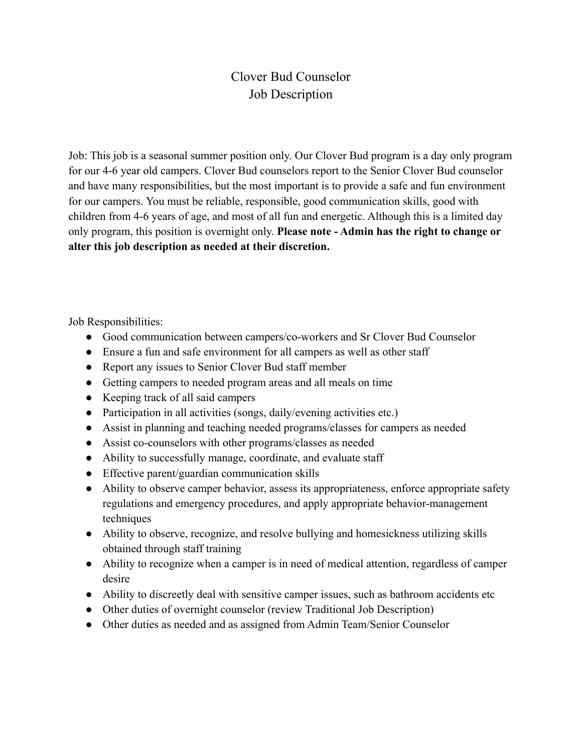# Clover Bud Counselor
# Job Description

Job: This job is a seasonal summer position only. Our Clover Bud program is a day only program for our 4-6 year old campers. Clover Bud counselors report to the Senior Clover Bud counselor and have many responsibilities, but the most important is to provide a safe and fun environment for our campers. You must be reliable, responsible, good communication skills, good with children from 4-6 years of age, and most of all fun and energetic. Although this is a limited day only program, this position is overnight only. **Please note - Admin has the right to change or alter this job description as needed at their discretion.**

Job Responsibilities:

- Good communication between campers/co-workers and Sr Clover Bud Counselor
- Ensure a fun and safe environment for all campers as well as other staff
- Report any issues to Senior Clover Bud staff member
- Getting campers to needed program areas and all meals on time
- Keeping track of all said campers
- Participation in all activities (songs, daily/evening activities etc.)
- Assist in planning and teaching needed programs/classes for campers as needed
- Assist co-counselors with other programs/classes as needed
- Ability to successfully manage, coordinate, and evaluate staff
- Effective parent/guardian communication skills
- Ability to observe camper behavior, assess its appropriateness, enforce appropriate safety regulations and emergency procedures, and apply appropriate behavior-management techniques
- Ability to observe, recognize, and resolve bullying and homesickness utilizing skills obtained through staff training
- Ability to recognize when a camper is in need of medical attention, regardless of camper desire
- Ability to discreetly deal with sensitive camper issues, such as bathroom accidents etc
- Other duties of overnight counselor (review Traditional Job Description)
- Other duties as needed and as assigned from Admin Team/Senior Counselor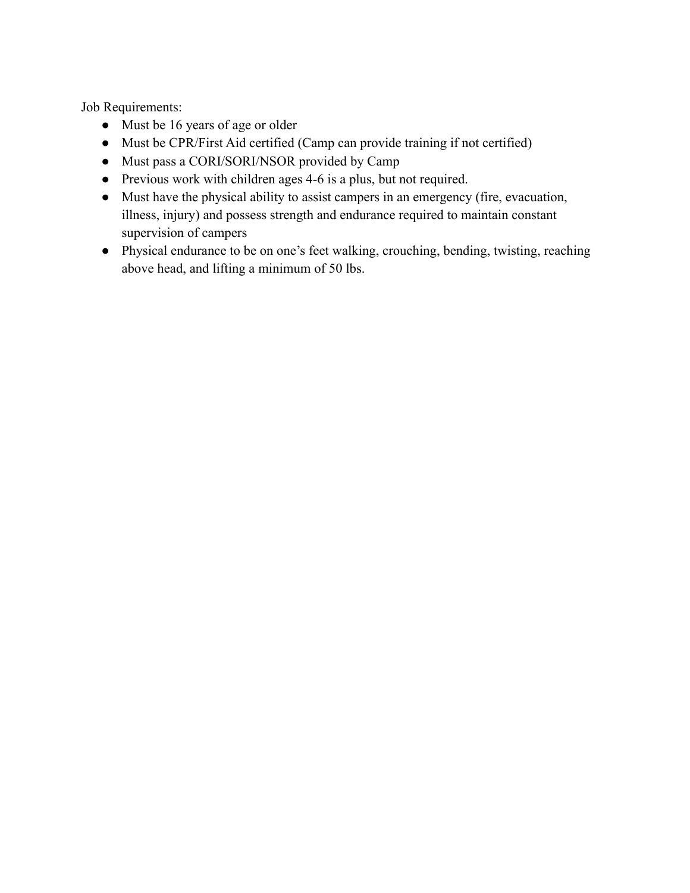Job Requirements:

- Must be 16 years of age or older
- Must be CPR/First Aid certified (Camp can provide training if not certified)
- Must pass a CORI/SORI/NSOR provided by Camp
- Previous work with children ages 4-6 is a plus, but not required.
- Must have the physical ability to assist campers in an emergency (fire, evacuation, illness, injury) and possess strength and endurance required to maintain constant supervision of campers
- Physical endurance to be on one's feet walking, crouching, bending, twisting, reaching above head, and lifting a minimum of 50 lbs.